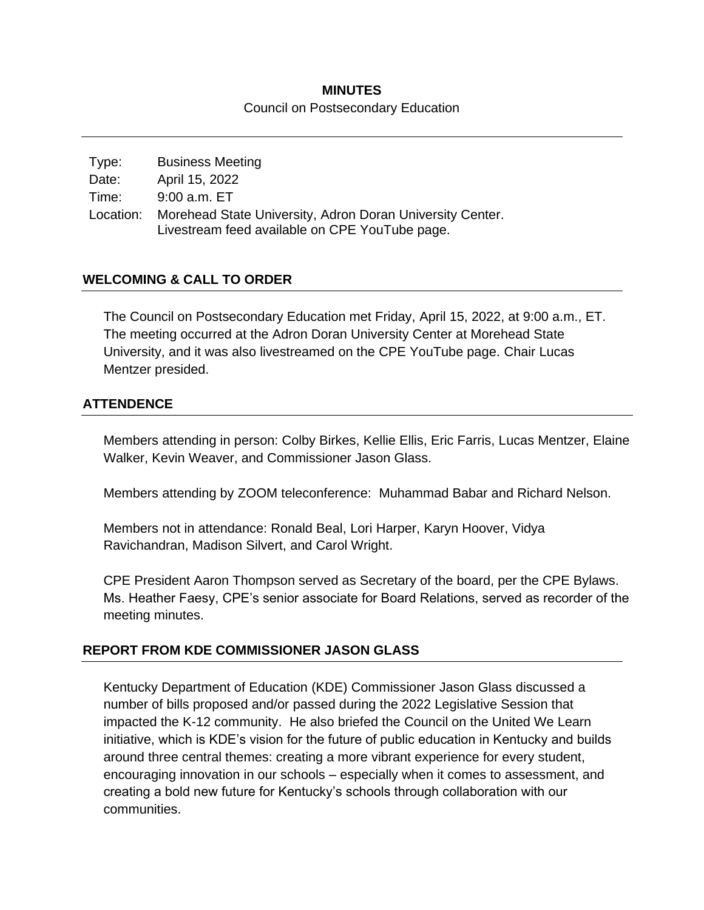# MINUTES

Council on Postsecondary Education

| | |
|---|---|
| Type: | Business Meeting |
| Date: | April 15, 2022 |
| Time: | 9:00 a.m. ET |
| Location: | Morehead State University, Adron Doran University Center. Livestream feed available on CPE YouTube page. |

## WELCOMING & CALL TO ORDER

The Council on Postsecondary Education met Friday, April 15, 2022, at 9:00 a.m., ET. The meeting occurred at the Adron Doran University Center at Morehead State University, and it was also livestreamed on the CPE YouTube page. Chair Lucas Mentzer presided.

## ATTENDENCE

Members attending in person: Colby Birkes, Kellie Ellis, Eric Farris, Lucas Mentzer, Elaine Walker, Kevin Weaver, and Commissioner Jason Glass.

Members attending by ZOOM teleconference: Muhammad Babar and Richard Nelson.

Members not in attendance: Ronald Beal, Lori Harper, Karyn Hoover, Vidya Ravichandran, Madison Silvert, and Carol Wright.

CPE President Aaron Thompson served as Secretary of the board, per the CPE Bylaws. Ms. Heather Faesy, CPE's senior associate for Board Relations, served as recorder of the meeting minutes.

## REPORT FROM KDE COMMISSIONER JASON GLASS

Kentucky Department of Education (KDE) Commissioner Jason Glass discussed a number of bills proposed and/or passed during the 2022 Legislative Session that impacted the K-12 community. He also briefed the Council on the United We Learn initiative, which is KDE's vision for the future of public education in Kentucky and builds around three central themes: creating a more vibrant experience for every student, encouraging innovation in our schools – especially when it comes to assessment, and creating a bold new future for Kentucky's schools through collaboration with our communities.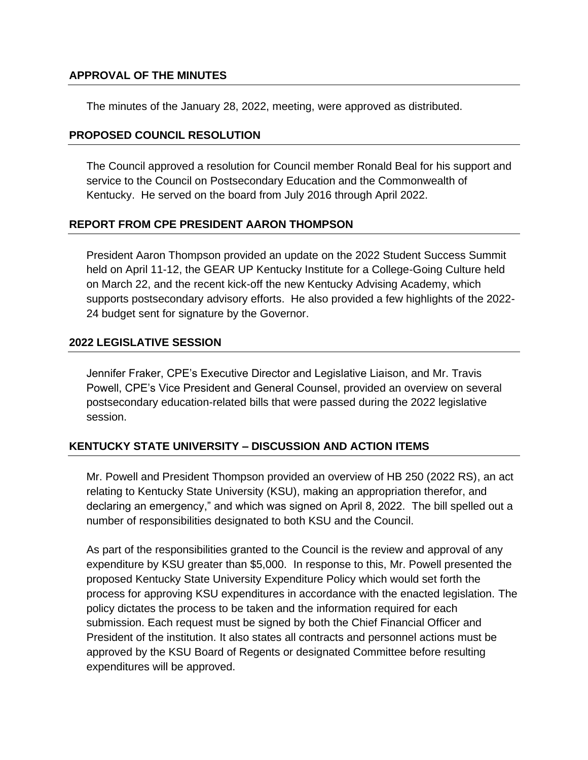## APPROVAL OF THE MINUTES

The minutes of the January 28, 2022, meeting, were approved as distributed.

## PROPOSED COUNCIL RESOLUTION

The Council approved a resolution for Council member Ronald Beal for his support and service to the Council on Postsecondary Education and the Commonwealth of Kentucky. He served on the board from July 2016 through April 2022.

## REPORT FROM CPE PRESIDENT AARON THOMPSON

President Aaron Thompson provided an update on the 2022 Student Success Summit held on April 11-12, the GEAR UP Kentucky Institute for a College-Going Culture held on March 22, and the recent kick-off the new Kentucky Advising Academy, which supports postsecondary advisory efforts. He also provided a few highlights of the 2022-24 budget sent for signature by the Governor.

## 2022 LEGISLATIVE SESSION

Jennifer Fraker, CPE's Executive Director and Legislative Liaison, and Mr. Travis Powell, CPE's Vice President and General Counsel, provided an overview on several postsecondary education-related bills that were passed during the 2022 legislative session.

## KENTUCKY STATE UNIVERSITY – DISCUSSION AND ACTION ITEMS

Mr. Powell and President Thompson provided an overview of HB 250 (2022 RS), an act relating to Kentucky State University (KSU), making an appropriation therefor, and declaring an emergency," and which was signed on April 8, 2022. The bill spelled out a number of responsibilities designated to both KSU and the Council.

As part of the responsibilities granted to the Council is the review and approval of any expenditure by KSU greater than $5,000. In response to this, Mr. Powell presented the proposed Kentucky State University Expenditure Policy which would set forth the process for approving KSU expenditures in accordance with the enacted legislation. The policy dictates the process to be taken and the information required for each submission. Each request must be signed by both the Chief Financial Officer and President of the institution. It also states all contracts and personnel actions must be approved by the KSU Board of Regents or designated Committee before resulting expenditures will be approved.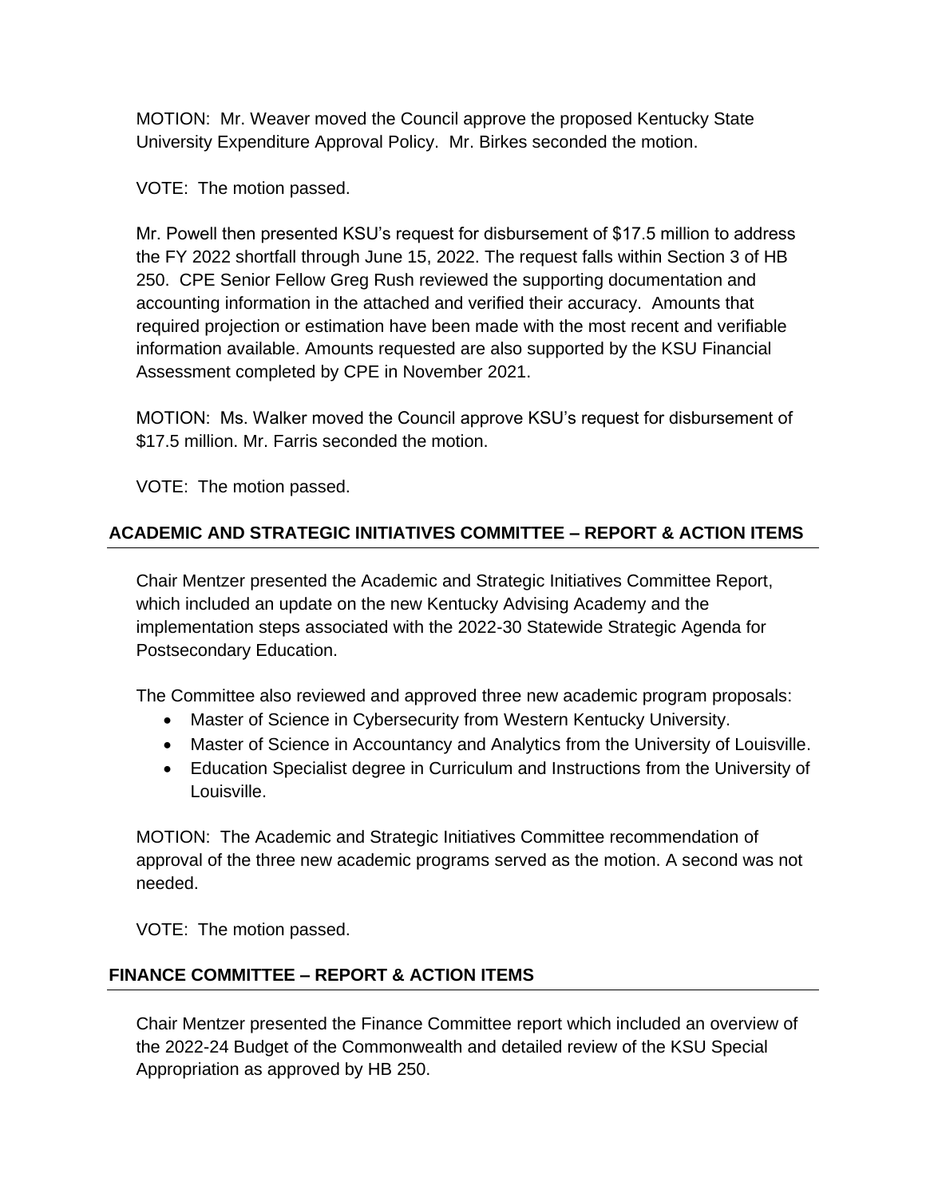MOTION: Mr. Weaver moved the Council approve the proposed Kentucky State University Expenditure Approval Policy. Mr. Birkes seconded the motion.

VOTE: The motion passed.

Mr. Powell then presented KSU's request for disbursement of $17.5 million to address the FY 2022 shortfall through June 15, 2022. The request falls within Section 3 of HB 250. CPE Senior Fellow Greg Rush reviewed the supporting documentation and accounting information in the attached and verified their accuracy. Amounts that required projection or estimation have been made with the most recent and verifiable information available. Amounts requested are also supported by the KSU Financial Assessment completed by CPE in November 2021.

MOTION: Ms. Walker moved the Council approve KSU's request for disbursement of $17.5 million. Mr. Farris seconded the motion.

VOTE: The motion passed.

## ACADEMIC AND STRATEGIC INITIATIVES COMMITTEE – REPORT & ACTION ITEMS

Chair Mentzer presented the Academic and Strategic Initiatives Committee Report, which included an update on the new Kentucky Advising Academy and the implementation steps associated with the 2022-30 Statewide Strategic Agenda for Postsecondary Education.

The Committee also reviewed and approved three new academic program proposals:

- Master of Science in Cybersecurity from Western Kentucky University.
- Master of Science in Accountancy and Analytics from the University of Louisville.
- Education Specialist degree in Curriculum and Instructions from the University of Louisville.

MOTION: The Academic and Strategic Initiatives Committee recommendation of approval of the three new academic programs served as the motion. A second was not needed.

VOTE: The motion passed.

## FINANCE COMMITTEE – REPORT & ACTION ITEMS

Chair Mentzer presented the Finance Committee report which included an overview of the 2022-24 Budget of the Commonwealth and detailed review of the KSU Special Appropriation as approved by HB 250.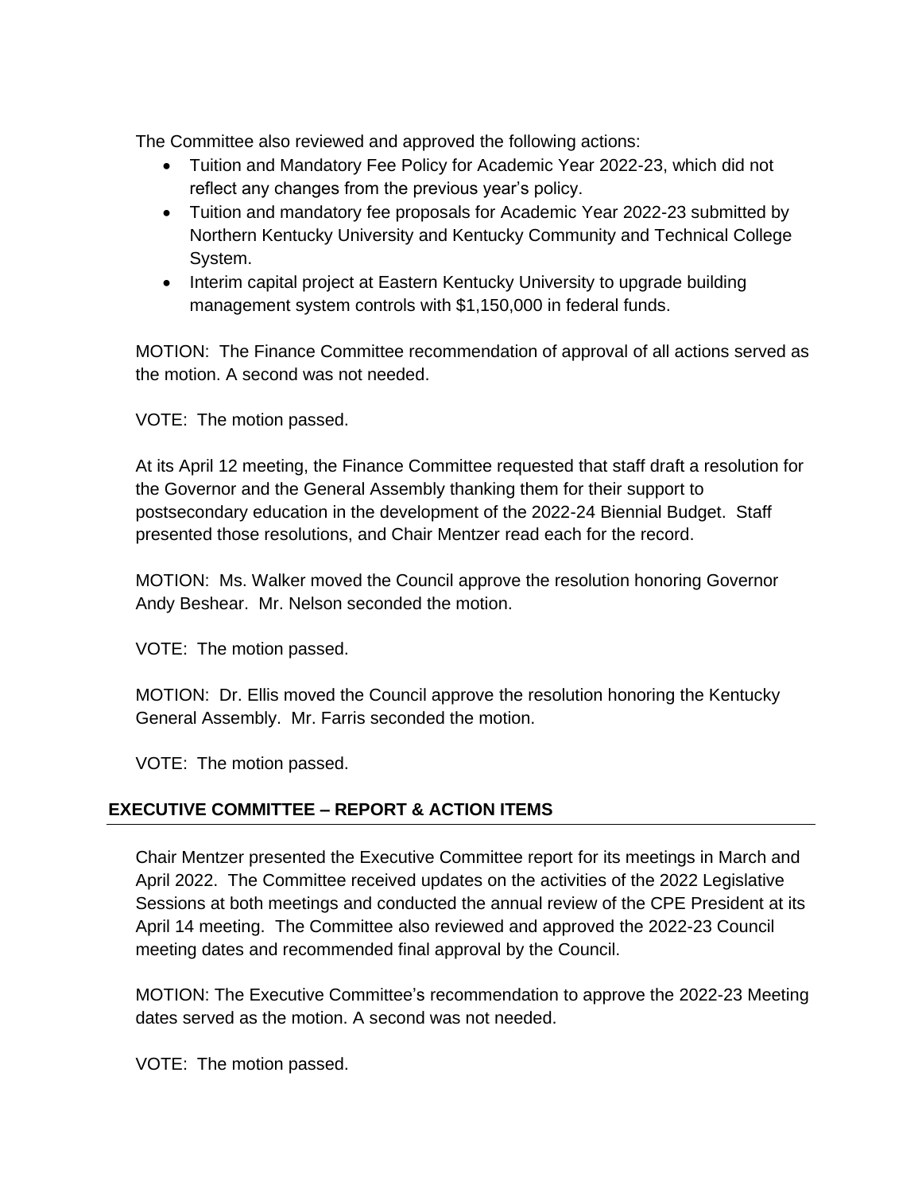The Committee also reviewed and approved the following actions:

- Tuition and Mandatory Fee Policy for Academic Year 2022-23, which did not reflect any changes from the previous year's policy.
- Tuition and mandatory fee proposals for Academic Year 2022-23 submitted by Northern Kentucky University and Kentucky Community and Technical College System.
- Interim capital project at Eastern Kentucky University to upgrade building management system controls with $1,150,000 in federal funds.

MOTION: The Finance Committee recommendation of approval of all actions served as the motion. A second was not needed.

VOTE: The motion passed.

At its April 12 meeting, the Finance Committee requested that staff draft a resolution for the Governor and the General Assembly thanking them for their support to postsecondary education in the development of the 2022-24 Biennial Budget. Staff presented those resolutions, and Chair Mentzer read each for the record.

MOTION: Ms. Walker moved the Council approve the resolution honoring Governor Andy Beshear. Mr. Nelson seconded the motion.

VOTE: The motion passed.

MOTION: Dr. Ellis moved the Council approve the resolution honoring the Kentucky General Assembly. Mr. Farris seconded the motion.

VOTE: The motion passed.

## EXECUTIVE COMMITTEE – REPORT & ACTION ITEMS

Chair Mentzer presented the Executive Committee report for its meetings in March and April 2022. The Committee received updates on the activities of the 2022 Legislative Sessions at both meetings and conducted the annual review of the CPE President at its April 14 meeting. The Committee also reviewed and approved the 2022-23 Council meeting dates and recommended final approval by the Council.

MOTION: The Executive Committee's recommendation to approve the 2022-23 Meeting dates served as the motion. A second was not needed.

VOTE: The motion passed.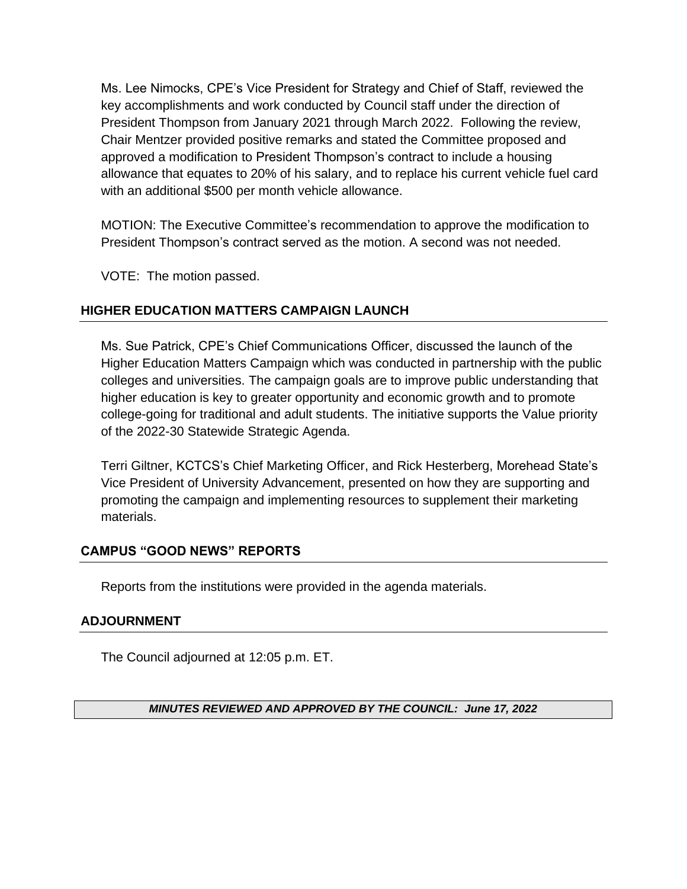Ms. Lee Nimocks, CPE's Vice President for Strategy and Chief of Staff, reviewed the key accomplishments and work conducted by Council staff under the direction of President Thompson from January 2021 through March 2022. Following the review, Chair Mentzer provided positive remarks and stated the Committee proposed and approved a modification to President Thompson's contract to include a housing allowance that equates to 20% of his salary, and to replace his current vehicle fuel card with an additional $500 per month vehicle allowance.

MOTION: The Executive Committee's recommendation to approve the modification to President Thompson's contract served as the motion. A second was not needed.

VOTE: The motion passed.

## HIGHER EDUCATION MATTERS CAMPAIGN LAUNCH

Ms. Sue Patrick, CPE's Chief Communications Officer, discussed the launch of the Higher Education Matters Campaign which was conducted in partnership with the public colleges and universities. The campaign goals are to improve public understanding that higher education is key to greater opportunity and economic growth and to promote college-going for traditional and adult students. The initiative supports the Value priority of the 2022-30 Statewide Strategic Agenda.

Terri Giltner, KCTCS's Chief Marketing Officer, and Rick Hesterberg, Morehead State's Vice President of University Advancement, presented on how they are supporting and promoting the campaign and implementing resources to supplement their marketing materials.

## CAMPUS "GOOD NEWS" REPORTS

Reports from the institutions were provided in the agenda materials.

## ADJOURNMENT

The Council adjourned at 12:05 p.m. ET.

***MINUTES REVIEWED AND APPROVED BY THE COUNCIL: June 17, 2022***